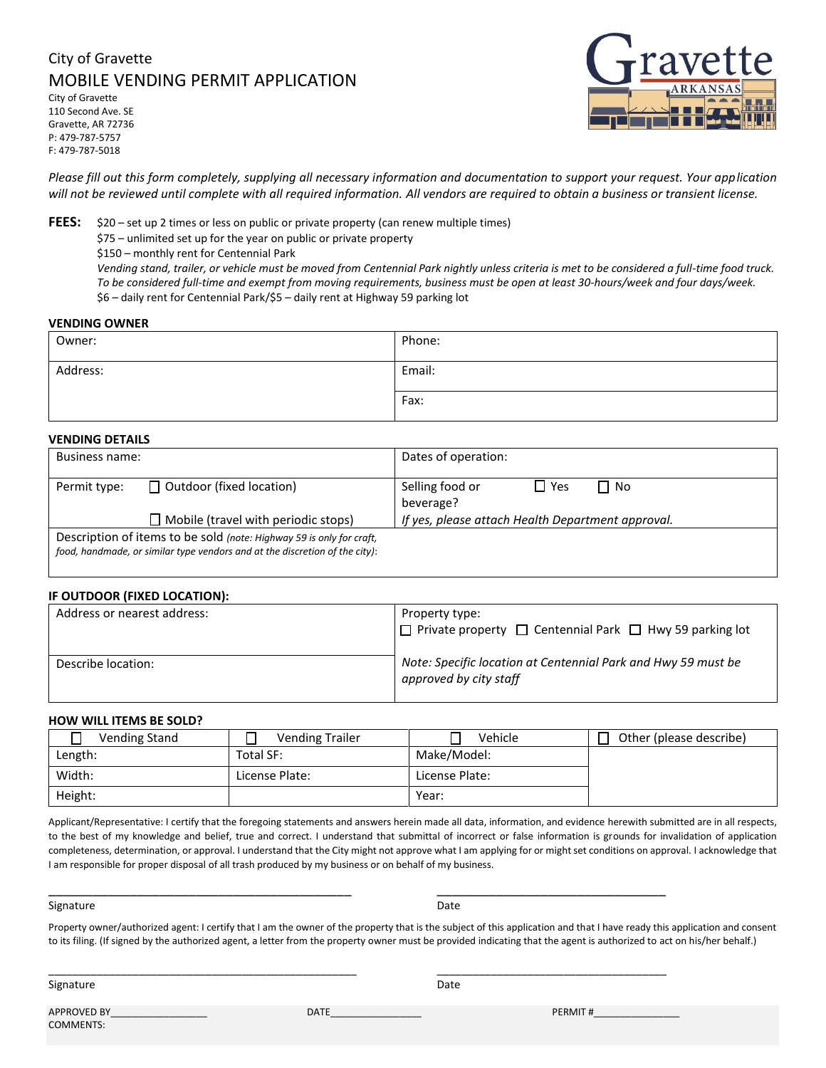City of Gravette

# MOBILE VENDING PERMIT APPLICATION

City of Gravette
110 Second Ave. SE
Gravette, AR 72736
P: 479-787-5757
F: 479-787-5018

Gravette ARKANSAS

*Please fill out this form completely, supplying all necessary information and documentation to support your request. Your application will not be reviewed until complete with all required information. All vendors are required to obtain a business or transient license.*

**FEES:** $20 – set up 2 times or less on public or private property (can renew multiple times)
$75 – unlimited set up for the year on public or private property
$150 – monthly rent for Centennial Park
*Vending stand, trailer, or vehicle must be moved from Centennial Park nightly unless criteria is met to be considered a full-time food truck. To be considered full-time and exempt from moving requirements, business must be open at least 30-hours/week and four days/week.*
$6 – daily rent for Centennial Park/$5 – daily rent at Highway 59 parking lot

### VENDING OWNER

| Owner: | Phone: |
|---|---|
| Address: | Email: |
| | Fax: |

### VENDING DETAILS

| Business name: | Dates of operation: |
|---|---|
| Permit type: ☐ Outdoor (fixed location) ☐ Mobile (travel with periodic stops) | Selling food or beverage? ☐ Yes ☐ No *If yes, please attach Health Department approval.* |
| Description of items to be sold *(note: Highway 59 is only for craft, food, handmade, or similar type vendors and at the discretion of the city)*: | |

### IF OUTDOOR (FIXED LOCATION):

| Address or nearest address: | Property type: ☐ Private property ☐ Centennial Park ☐ Hwy 59 parking lot |
|---|---|
| Describe location: | *Note: Specific location at Centennial Park and Hwy 59 must be approved by city staff* |

### HOW WILL ITEMS BE SOLD?

| ☐ Vending Stand | ☐ Vending Trailer | ☐ Vehicle | ☐ Other (please describe) |
|---|---|---|---|
| Length: | Total SF: | Make/Model: | |
| Width: | License Plate: | License Plate: | |
| Height: | | Year: | |

Applicant/Representative: I certify that the foregoing statements and answers herein made all data, information, and evidence herewith submitted are in all respects, to the best of my knowledge and belief, true and correct. I understand that submittal of incorrect or false information is grounds for invalidation of application completeness, determination, or approval. I understand that the City might not approve what I am applying for or might set conditions on approval. I acknowledge that I am responsible for proper disposal of all trash produced by my business or on behalf of my business.

_______________________________________ _______________________________
Signature Date

Property owner/authorized agent: I certify that I am the owner of the property that is the subject of this application and that I have ready this application and consent to its filing. (If signed by the authorized agent, a letter from the property owner must be provided indicating that the agent is authorized to act on his/her behalf.)

_______________________________________ _______________________________
Signature Date

APPROVED BY________________ DATE________________ PERMIT #________________
COMMENTS: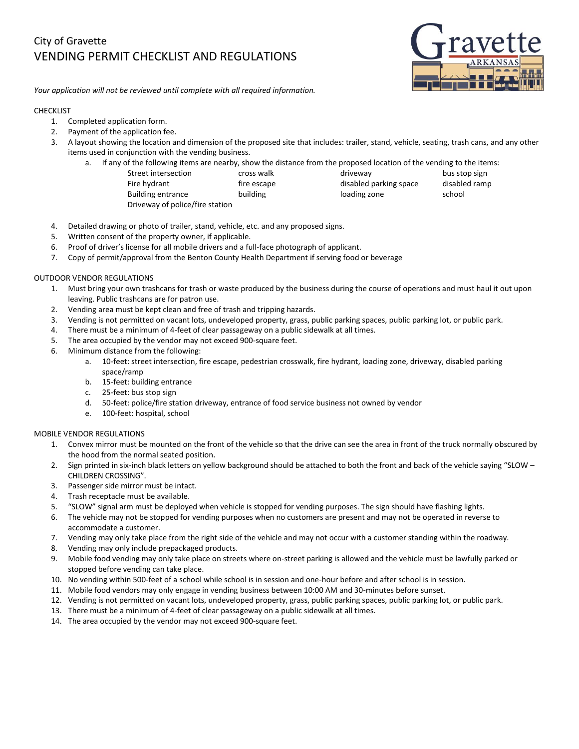City of Gravette

# VENDING PERMIT CHECKLIST AND REGULATIONS

*Your application will not be reviewed until complete with all required information.*

## CHECKLIST

1. Completed application form.
2. Payment of the application fee.
3. A layout showing the location and dimension of the proposed site that includes: trailer, stand, vehicle, seating, trash cans, and any other items used in conjunction with the vending business.
    a. If any of the following items are nearby, show the distance from the proposed location of the vending to the items:

| | | | |
|---|---|---|---|
| Street intersection | cross walk | driveway | bus stop sign |
| Fire hydrant | fire escape | disabled parking space | disabled ramp |
| Building entrance | building | loading zone | school |
| Driveway of police/fire station | | | |

4. Detailed drawing or photo of trailer, stand, vehicle, etc. and any proposed signs.
5. Written consent of the property owner, if applicable.
6. Proof of driver's license for all mobile drivers and a full-face photograph of applicant.
7. Copy of permit/approval from the Benton County Health Department if serving food or beverage

## OUTDOOR VENDOR REGULATIONS

1. Must bring your own trashcans for trash or waste produced by the business during the course of operations and must haul it out upon leaving. Public trashcans are for patron use.
2. Vending area must be kept clean and free of trash and tripping hazards.
3. Vending is not permitted on vacant lots, undeveloped property, grass, public parking spaces, public parking lot, or public park.
4. There must be a minimum of 4-feet of clear passageway on a public sidewalk at all times.
5. The area occupied by the vendor may not exceed 900-square feet.
6. Minimum distance from the following:
    a. 10-feet: street intersection, fire escape, pedestrian crosswalk, fire hydrant, loading zone, driveway, disabled parking space/ramp
    b. 15-feet: building entrance
    c. 25-feet: bus stop sign
    d. 50-feet: police/fire station driveway, entrance of food service business not owned by vendor
    e. 100-feet: hospital, school

## MOBILE VENDOR REGULATIONS

1. Convex mirror must be mounted on the front of the vehicle so that the drive can see the area in front of the truck normally obscured by the hood from the normal seated position.
2. Sign printed in six-inch black letters on yellow background should be attached to both the front and back of the vehicle saying "SLOW – CHILDREN CROSSING".
3. Passenger side mirror must be intact.
4. Trash receptacle must be available.
5. "SLOW" signal arm must be deployed when vehicle is stopped for vending purposes. The sign should have flashing lights.
6. The vehicle may not be stopped for vending purposes when no customers are present and may not be operated in reverse to accommodate a customer.
7. Vending may only take place from the right side of the vehicle and may not occur with a customer standing within the roadway.
8. Vending may only include prepackaged products.
9. Mobile food vending may only take place on streets where on-street parking is allowed and the vehicle must be lawfully parked or stopped before vending can take place.
10. No vending within 500-feet of a school while school is in session and one-hour before and after school is in session.
11. Mobile food vendors may only engage in vending business between 10:00 AM and 30-minutes before sunset.
12. Vending is not permitted on vacant lots, undeveloped property, grass, public parking spaces, public parking lot, or public park.
13. There must be a minimum of 4-feet of clear passageway on a public sidewalk at all times.
14. The area occupied by the vendor may not exceed 900-square feet.